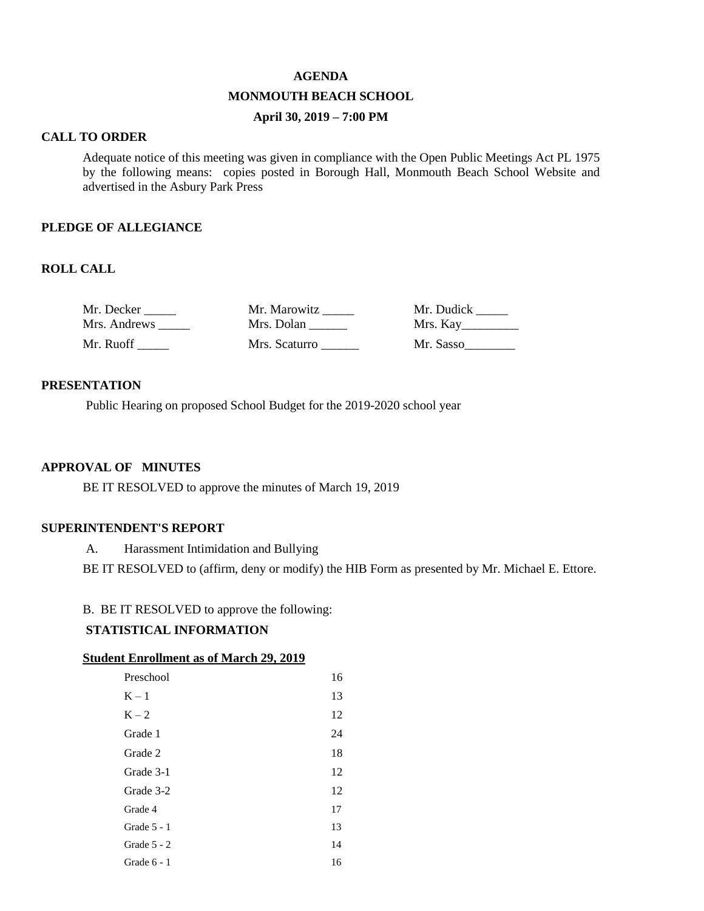# AGENDA

## MONMOUTH BEACH SCHOOL

### April 30, 2019 – 7:00 PM

**CALL TO ORDER**

Adequate notice of this meeting was given in compliance with the Open Public Meetings Act PL 1975 by the following means: copies posted in Borough Hall, Monmouth Beach School Website and advertised in the Asbury Park Press

**PLEDGE OF ALLEGIANCE**

**ROLL CALL**

| | | |
|---|---|---|
| Mr. Decker _____ | Mr. Marowitz _____ | Mr. Dudick _____ |
| Mrs. Andrews _____ | Mrs. Dolan ______ | Mrs. Kay_________ |
| Mr. Ruoff _____ | Mrs. Scaturro ______ | Mr. Sasso________ |

**PRESENTATION**

Public Hearing on proposed School Budget for the 2019-2020 school year

**APPROVAL OF MINUTES**

BE IT RESOLVED to approve the minutes of March 19, 2019

**SUPERINTENDENT'S REPORT**

A. Harassment Intimidation and Bullying

BE IT RESOLVED to (affirm, deny or modify) the HIB Form as presented by Mr. Michael E. Ettore.

B. BE IT RESOLVED to approve the following:

**STATISTICAL INFORMATION**

**Student Enrollment as of March 29, 2019**

| | |
|---|---|
| Preschool | 16 |
| K – 1 | 13 |
| K – 2 | 12 |
| Grade 1 | 24 |
| Grade 2 | 18 |
| Grade 3-1 | 12 |
| Grade 3-2 | 12 |
| Grade 4 | 17 |
| Grade 5 - 1 | 13 |
| Grade 5 - 2 | 14 |
| Grade 6 - 1 | 16 |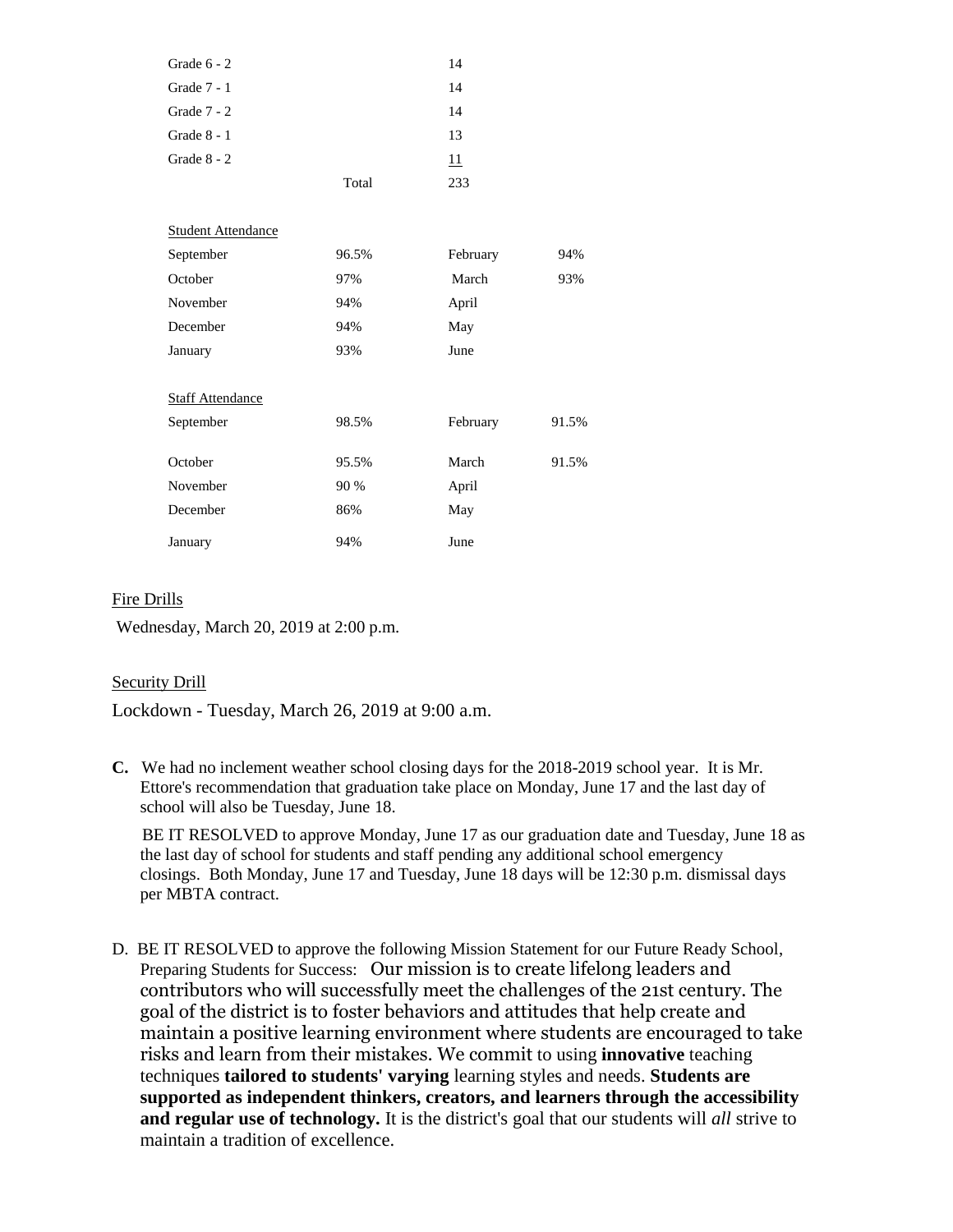| | | |
|---|---|---|
| Grade 6 - 2 | | 14 |
| Grade 7 - 1 | | 14 |
| Grade 7 - 2 | | 14 |
| Grade 8 - 1 | | 13 |
| Grade 8 - 2 | | 11 |
| | Total | 233 |

Student Attendance

| | | | |
|---|---|---|---|
| September | 96.5% | February | 94% |
| October | 97% | March | 93% |
| November | 94% | April | |
| December | 94% | May | |
| January | 93% | June | |

Staff Attendance

| | | | |
|---|---|---|---|
| September | 98.5% | February | 91.5% |
| October | 95.5% | March | 91.5% |
| November | 90 % | April | |
| December | 86% | May | |
| January | 94% | June | |

Fire Drills

Wednesday, March 20, 2019 at 2:00 p.m.

Security Drill

Lockdown - Tuesday, March 26, 2019 at 9:00 a.m.

**C.** We had no inclement weather school closing days for the 2018-2019 school year. It is Mr. Ettore's recommendation that graduation take place on Monday, June 17 and the last day of school will also be Tuesday, June 18.

BE IT RESOLVED to approve Monday, June 17 as our graduation date and Tuesday, June 18 as the last day of school for students and staff pending any additional school emergency closings. Both Monday, June 17 and Tuesday, June 18 days will be 12:30 p.m. dismissal days per MBTA contract.

D. BE IT RESOLVED to approve the following Mission Statement for our Future Ready School, Preparing Students for Success: Our mission is to create lifelong leaders and contributors who will successfully meet the challenges of the 21st century. The goal of the district is to foster behaviors and attitudes that help create and maintain a positive learning environment where students are encouraged to take risks and learn from their mistakes. We commit to using **innovative** teaching techniques **tailored to students' varying** learning styles and needs. **Students are supported as independent thinkers, creators, and learners through the accessibility and regular use of technology.** It is the district's goal that our students will *all* strive to maintain a tradition of excellence.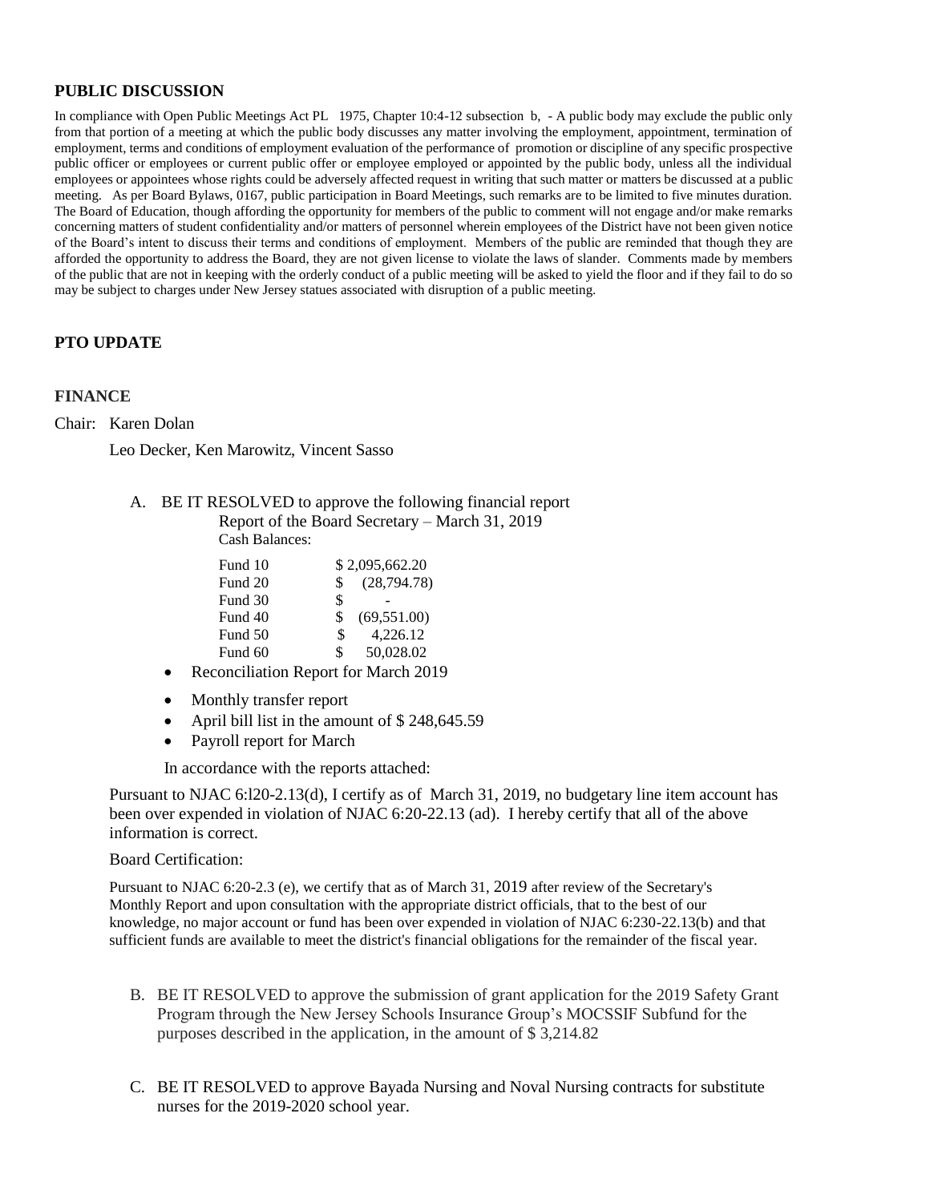## PUBLIC DISCUSSION

In compliance with Open Public Meetings Act PL 1975, Chapter 10:4-12 subsection b, - A public body may exclude the public only from that portion of a meeting at which the public body discusses any matter involving the employment, appointment, termination of employment, terms and conditions of employment evaluation of the performance of promotion or discipline of any specific prospective public officer or employees or current public offer or employee employed or appointed by the public body, unless all the individual employees or appointees whose rights could be adversely affected request in writing that such matter or matters be discussed at a public meeting. As per Board Bylaws, 0167, public participation in Board Meetings, such remarks are to be limited to five minutes duration. The Board of Education, though affording the opportunity for members of the public to comment will not engage and/or make remarks concerning matters of student confidentiality and/or matters of personnel wherein employees of the District have not been given notice of the Board's intent to discuss their terms and conditions of employment. Members of the public are reminded that though they are afforded the opportunity to address the Board, they are not given license to violate the laws of slander. Comments made by members of the public that are not in keeping with the orderly conduct of a public meeting will be asked to yield the floor and if they fail to do so may be subject to charges under New Jersey statues associated with disruption of a public meeting.

## PTO UPDATE

## FINANCE

Chair: Karen Dolan

Leo Decker, Ken Marowitz, Vincent Sasso

A. BE IT RESOLVED to approve the following financial report
Report of the Board Secretary – March 31, 2019
Cash Balances:

| Fund | Balance |
|---|---|
| Fund 10 | $ 2,095,662.20 |
| Fund 20 | $ (28,794.78) |
| Fund 30 | $ - |
| Fund 40 | $ (69,551.00) |
| Fund 50 | $ 4,226.12 |
| Fund 60 | $ 50,028.02 |

- Reconciliation Report for March 2019
- Monthly transfer report
- April bill list in the amount of $ 248,645.59
- Payroll report for March

In accordance with the reports attached:

Pursuant to NJAC 6:l20-2.13(d), I certify as of March 31, 2019, no budgetary line item account has been over expended in violation of NJAC 6:20-22.13 (ad). I hereby certify that all of the above information is correct.

Board Certification:

Pursuant to NJAC 6:20-2.3 (e), we certify that as of March 31, 2019 after review of the Secretary's Monthly Report and upon consultation with the appropriate district officials, that to the best of our knowledge, no major account or fund has been over expended in violation of NJAC 6:230-22.13(b) and that sufficient funds are available to meet the district's financial obligations for the remainder of the fiscal year.

B. BE IT RESOLVED to approve the submission of grant application for the 2019 Safety Grant Program through the New Jersey Schools Insurance Group's MOCSSIF Subfund for the purposes described in the application, in the amount of $ 3,214.82

C. BE IT RESOLVED to approve Bayada Nursing and Noval Nursing contracts for substitute nurses for the 2019-2020 school year.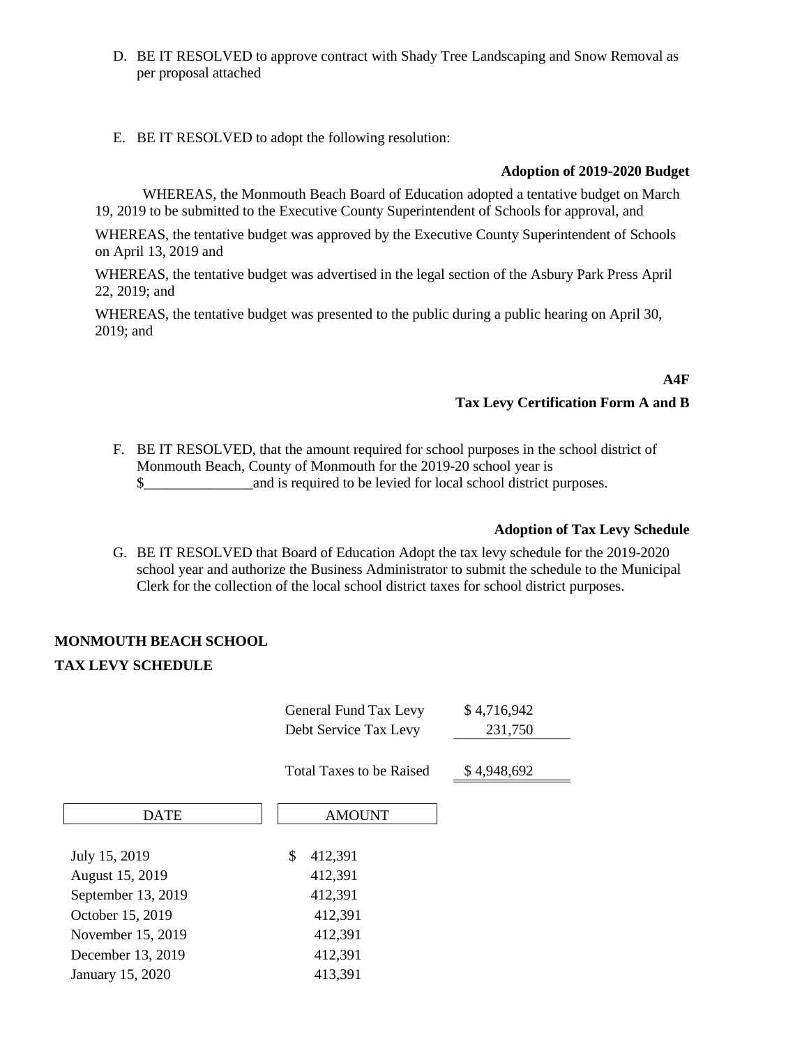D. BE IT RESOLVED to approve contract with Shady Tree Landscaping and Snow Removal as per proposal attached

E. BE IT RESOLVED to adopt the following resolution:

**Adoption of 2019-2020 Budget**

WHEREAS, the Monmouth Beach Board of Education adopted a tentative budget on March 19, 2019 to be submitted to the Executive County Superintendent of Schools for approval, and

WHEREAS, the tentative budget was approved by the Executive County Superintendent of Schools on April 13, 2019 and

WHEREAS, the tentative budget was advertised in the legal section of the Asbury Park Press April 22, 2019; and

WHEREAS, the tentative budget was presented to the public during a public hearing on April 30, 2019; and

**A4F**

**Tax Levy Certification Form A and B**

F. BE IT RESOLVED, that the amount required for school purposes in the school district of Monmouth Beach, County of Monmouth for the 2019-20 school year is $_______________and is required to be levied for local school district purposes.

**Adoption of Tax Levy Schedule**

G. BE IT RESOLVED that Board of Education Adopt the tax levy schedule for the 2019-2020 school year and authorize the Business Administrator to submit the schedule to the Municipal Clerk for the collection of the local school district taxes for school district purposes.

**MONMOUTH BEACH SCHOOL**

**TAX LEVY SCHEDULE**

| | |
|---|---|
| General Fund Tax Levy | $ 4,716,942 |
| Debt Service Tax Levy | 231,750 |
| Total Taxes to be Raised | $ 4,948,692 |

| DATE | AMOUNT |
|---|---|
| July 15, 2019 | $ 412,391 |
| August 15, 2019 | 412,391 |
| September 13, 2019 | 412,391 |
| October 15, 2019 | 412,391 |
| November 15, 2019 | 412,391 |
| December 13, 2019 | 412,391 |
| January 15, 2020 | 413,391 |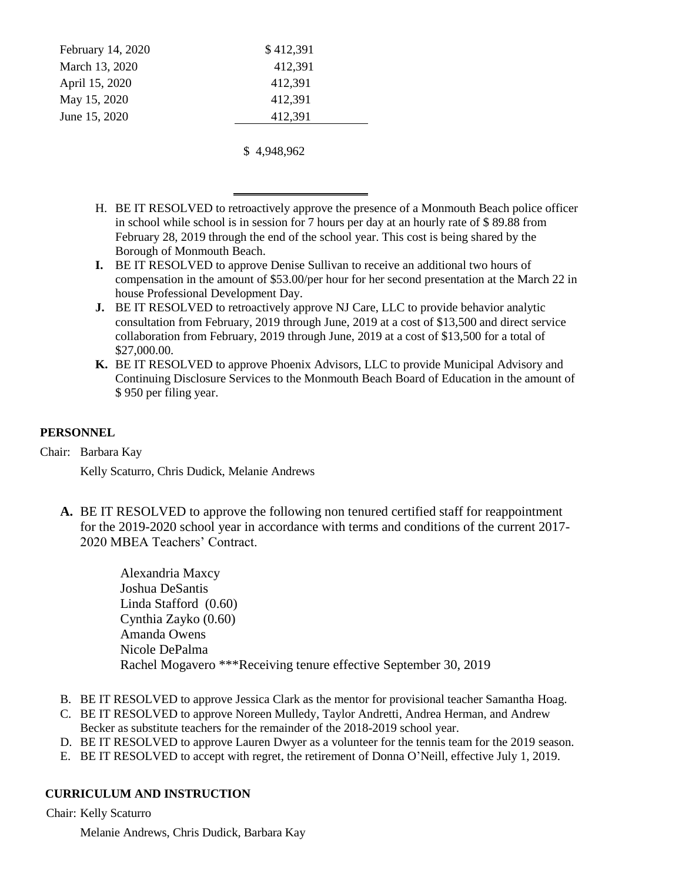| | |
|---|---|
| February 14, 2020 | $ 412,391 |
| March 13, 2020 | 412,391 |
| April 15, 2020 | 412,391 |
| May 15, 2020 | 412,391 |
| June 15, 2020 | 412,391 |
| | $ 4,948,962 |

H. BE IT RESOLVED to retroactively approve the presence of a Monmouth Beach police officer in school while school is in session for 7 hours per day at an hourly rate of $ 89.88 from February 28, 2019 through the end of the school year. This cost is being shared by the Borough of Monmouth Beach.

**I.** BE IT RESOLVED to approve Denise Sullivan to receive an additional two hours of compensation in the amount of $53.00/per hour for her second presentation at the March 22 in house Professional Development Day.

**J.** BE IT RESOLVED to retroactively approve NJ Care, LLC to provide behavior analytic consultation from February, 2019 through June, 2019 at a cost of $13,500 and direct service collaboration from February, 2019 through June, 2019 at a cost of $13,500 for a total of $27,000.00.

**K.** BE IT RESOLVED to approve Phoenix Advisors, LLC to provide Municipal Advisory and Continuing Disclosure Services to the Monmouth Beach Board of Education in the amount of $ 950 per filing year.

**PERSONNEL**

Chair: Barbara Kay

Kelly Scaturro, Chris Dudick, Melanie Andrews

**A.** BE IT RESOLVED to approve the following non tenured certified staff for reappointment for the 2019-2020 school year in accordance with terms and conditions of the current 2017-2020 MBEA Teachers' Contract.

Alexandria Maxcy
Joshua DeSantis
Linda Stafford (0.60)
Cynthia Zayko (0.60)
Amanda Owens
Nicole DePalma
Rachel Mogavero ***Receiving tenure effective September 30, 2019

B. BE IT RESOLVED to approve Jessica Clark as the mentor for provisional teacher Samantha Hoag.

C. BE IT RESOLVED to approve Noreen Mulledy, Taylor Andretti, Andrea Herman, and Andrew Becker as substitute teachers for the remainder of the 2018-2019 school year.

D. BE IT RESOLVED to approve Lauren Dwyer as a volunteer for the tennis team for the 2019 season.

E. BE IT RESOLVED to accept with regret, the retirement of Donna O'Neill, effective July 1, 2019.

**CURRICULUM AND INSTRUCTION**

Chair: Kelly Scaturro

Melanie Andrews, Chris Dudick, Barbara Kay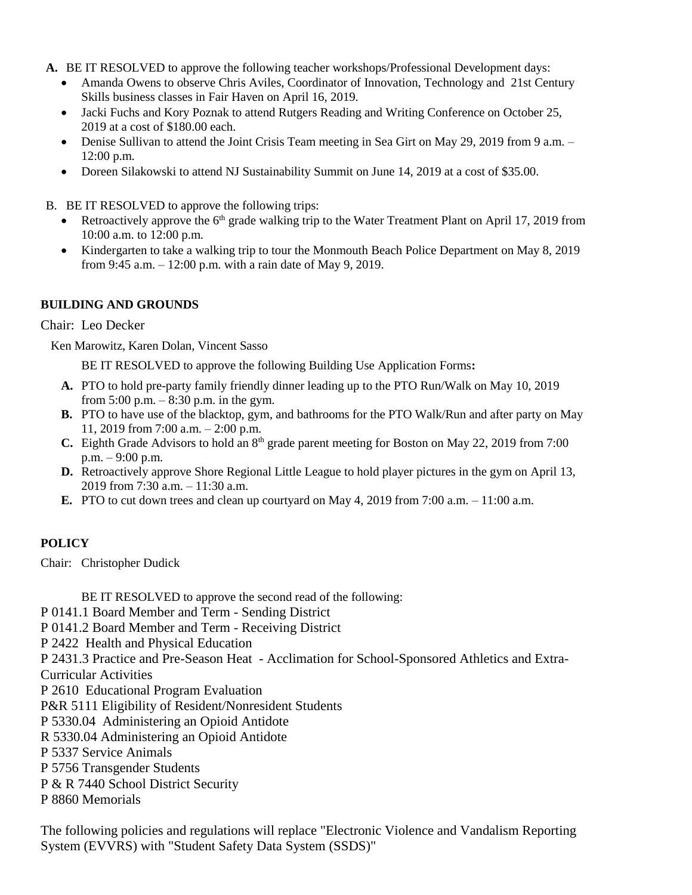**A.** BE IT RESOLVED to approve the following teacher workshops/Professional Development days:

- Amanda Owens to observe Chris Aviles, Coordinator of Innovation, Technology and 21st Century Skills business classes in Fair Haven on April 16, 2019.
- Jacki Fuchs and Kory Poznak to attend Rutgers Reading and Writing Conference on October 25, 2019 at a cost of $180.00 each.
- Denise Sullivan to attend the Joint Crisis Team meeting in Sea Girt on May 29, 2019 from 9 a.m. – 12:00 p.m.
- Doreen Silakowski to attend NJ Sustainability Summit on June 14, 2019 at a cost of $35.00.

B. BE IT RESOLVED to approve the following trips:

- Retroactively approve the 6th grade walking trip to the Water Treatment Plant on April 17, 2019 from 10:00 a.m. to 12:00 p.m.
- Kindergarten to take a walking trip to tour the Monmouth Beach Police Department on May 8, 2019 from 9:45 a.m. – 12:00 p.m. with a rain date of May 9, 2019.

**BUILDING AND GROUNDS**

Chair: Leo Decker

Ken Marowitz, Karen Dolan, Vincent Sasso

BE IT RESOLVED to approve the following Building Use Application Forms**:**

**A.** PTO to hold pre-party family friendly dinner leading up to the PTO Run/Walk on May 10, 2019 from 5:00 p.m. – 8:30 p.m. in the gym.

**B.** PTO to have use of the blacktop, gym, and bathrooms for the PTO Walk/Run and after party on May 11, 2019 from 7:00 a.m. – 2:00 p.m.

**C.** Eighth Grade Advisors to hold an 8th grade parent meeting for Boston on May 22, 2019 from 7:00 p.m. – 9:00 p.m.

**D.** Retroactively approve Shore Regional Little League to hold player pictures in the gym on April 13, 2019 from 7:30 a.m. – 11:30 a.m.

**E.** PTO to cut down trees and clean up courtyard on May 4, 2019 from 7:00 a.m. – 11:00 a.m.

**POLICY**

Chair: Christopher Dudick

BE IT RESOLVED to approve the second read of the following:

P 0141.1 Board Member and Term - Sending District
P 0141.2 Board Member and Term - Receiving District
P 2422 Health and Physical Education
P 2431.3 Practice and Pre-Season Heat - Acclimation for School-Sponsored Athletics and Extra-Curricular Activities
P 2610 Educational Program Evaluation
P&R 5111 Eligibility of Resident/Nonresident Students
P 5330.04 Administering an Opioid Antidote
R 5330.04 Administering an Opioid Antidote
P 5337 Service Animals
P 5756 Transgender Students
P & R 7440 School District Security
P 8860 Memorials

The following policies and regulations will replace "Electronic Violence and Vandalism Reporting System (EVVRS) with "Student Safety Data System (SSDS)"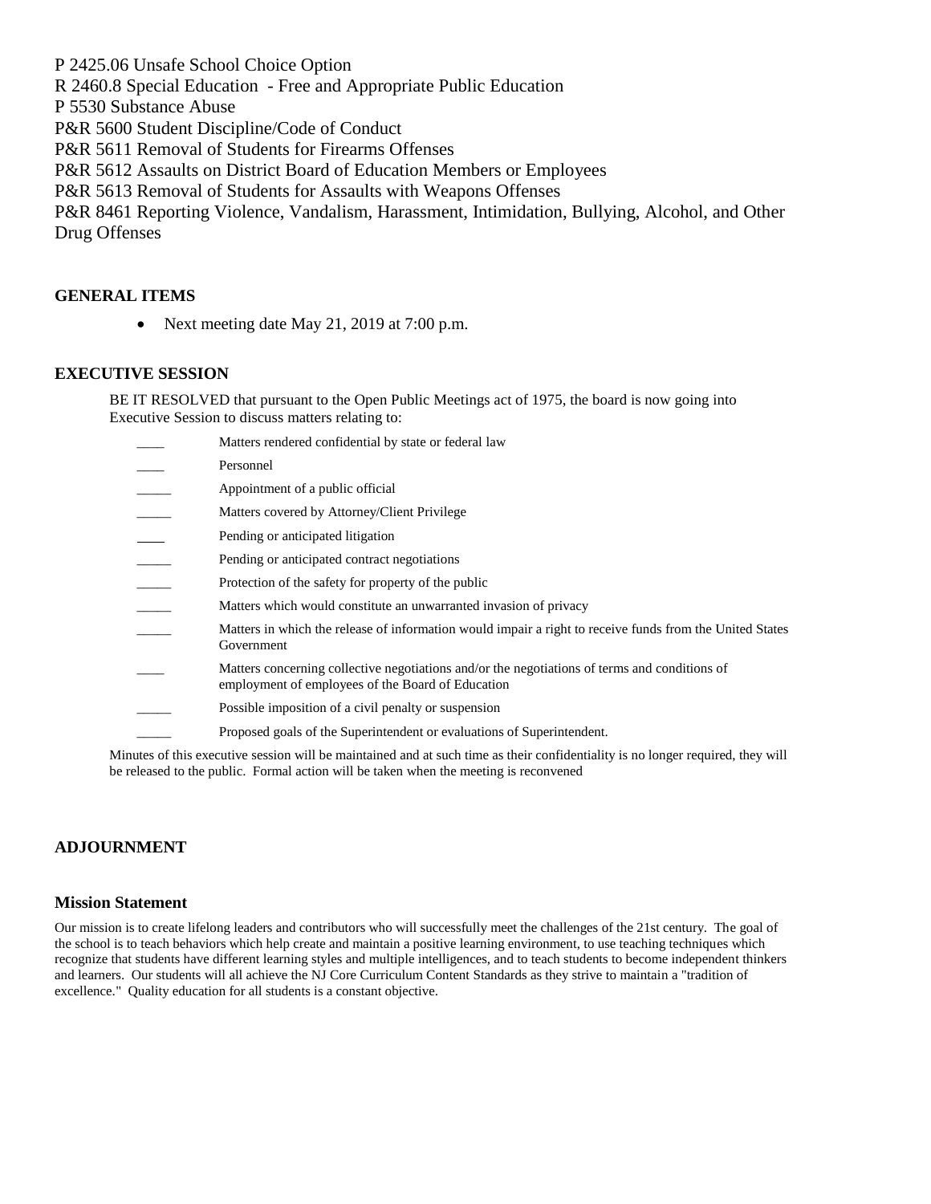P 2425.06 Unsafe School Choice Option
R 2460.8 Special Education - Free and Appropriate Public Education
P 5530 Substance Abuse
P&R 5600 Student Discipline/Code of Conduct
P&R 5611 Removal of Students for Firearms Offenses
P&R 5612 Assaults on District Board of Education Members or Employees
P&R 5613 Removal of Students for Assaults with Weapons Offenses
P&R 8461 Reporting Violence, Vandalism, Harassment, Intimidation, Bullying, Alcohol, and Other Drug Offenses

## GENERAL ITEMS

- Next meeting date May 21, 2019 at 7:00 p.m.

## EXECUTIVE SESSION

BE IT RESOLVED that pursuant to the Open Public Meetings act of 1975, the board is now going into Executive Session to discuss matters relating to:

____ Matters rendered confidential by state or federal law

____ Personnel

_____ Appointment of a public official

_____ Matters covered by Attorney/Client Privilege

____ Pending or anticipated litigation

_____ Pending or anticipated contract negotiations

_____ Protection of the safety for property of the public

_____ Matters which would constitute an unwarranted invasion of privacy

_____ Matters in which the release of information would impair a right to receive funds from the United States Government

____ Matters concerning collective negotiations and/or the negotiations of terms and conditions of employment of employees of the Board of Education

_____ Possible imposition of a civil penalty or suspension

_____ Proposed goals of the Superintendent or evaluations of Superintendent.

Minutes of this executive session will be maintained and at such time as their confidentiality is no longer required, they will be released to the public. Formal action will be taken when the meeting is reconvened

## ADJOURNMENT

### Mission Statement

Our mission is to create lifelong leaders and contributors who will successfully meet the challenges of the 21st century. The goal of the school is to teach behaviors which help create and maintain a positive learning environment, to use teaching techniques which recognize that students have different learning styles and multiple intelligences, and to teach students to become independent thinkers and learners. Our students will all achieve the NJ Core Curriculum Content Standards as they strive to maintain a "tradition of excellence." Quality education for all students is a constant objective.